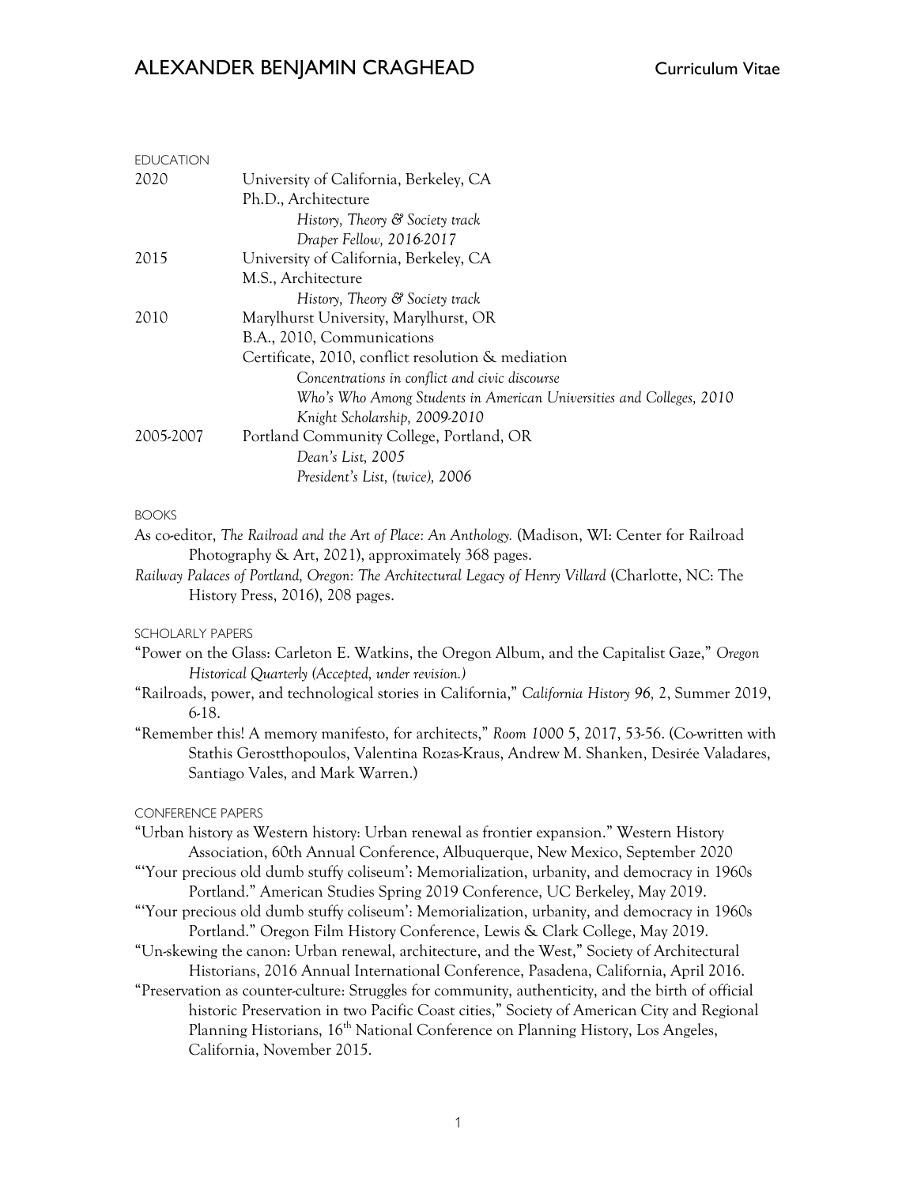# ALEXANDER BENJAMIN CRAGHEAD

Curriculum Vitae

## EDUCATION

2020 — University of California, Berkeley, CA
Ph.D., Architecture
*History, Theory & Society track*
*Draper Fellow, 2016-2017*

2015 — University of California, Berkeley, CA
M.S., Architecture
*History, Theory & Society track*

2010 — Marylhurst University, Marylhurst, OR
B.A., 2010, Communications
Certificate, 2010, conflict resolution & mediation
*Concentrations in conflict and civic discourse*
*Who's Who Among Students in American Universities and Colleges, 2010*
*Knight Scholarship, 2009-2010*

2005-2007 — Portland Community College, Portland, OR
*Dean's List, 2005*
*President's List, (twice), 2006*

## BOOKS

As co-editor, *The Railroad and the Art of Place: An Anthology.* (Madison, WI: Center for Railroad Photography & Art, 2021), approximately 368 pages.

*Railway Palaces of Portland, Oregon: The Architectural Legacy of Henry Villard* (Charlotte, NC: The History Press, 2016), 208 pages.

## SCHOLARLY PAPERS

"Power on the Glass: Carleton E. Watkins, the Oregon Album, and the Capitalist Gaze," *Oregon Historical Quarterly (Accepted, under revision.)*

"Railroads, power, and technological stories in California," *California History 96*, 2, Summer 2019, 6-18.

"Remember this! A memory manifesto, for architects," *Room 1000* 5, 2017, 53-56. (Co-written with Stathis Gerostthopoulos, Valentina Rozas-Kraus, Andrew M. Shanken, Desirée Valadares, Santiago Vales, and Mark Warren.)

## CONFERENCE PAPERS

"Urban history as Western history: Urban renewal as frontier expansion." Western History Association, 60th Annual Conference, Albuquerque, New Mexico, September 2020

"'Your precious old dumb stuffy coliseum': Memorialization, urbanity, and democracy in 1960s Portland." American Studies Spring 2019 Conference, UC Berkeley, May 2019.

"'Your precious old dumb stuffy coliseum': Memorialization, urbanity, and democracy in 1960s Portland." Oregon Film History Conference, Lewis & Clark College, May 2019.

"Un-skewing the canon: Urban renewal, architecture, and the West," Society of Architectural Historians, 2016 Annual International Conference, Pasadena, California, April 2016.

"Preservation as counter-culture: Struggles for community, authenticity, and the birth of official historic Preservation in two Pacific Coast cities," Society of American City and Regional Planning Historians, 16th National Conference on Planning History, Los Angeles, California, November 2015.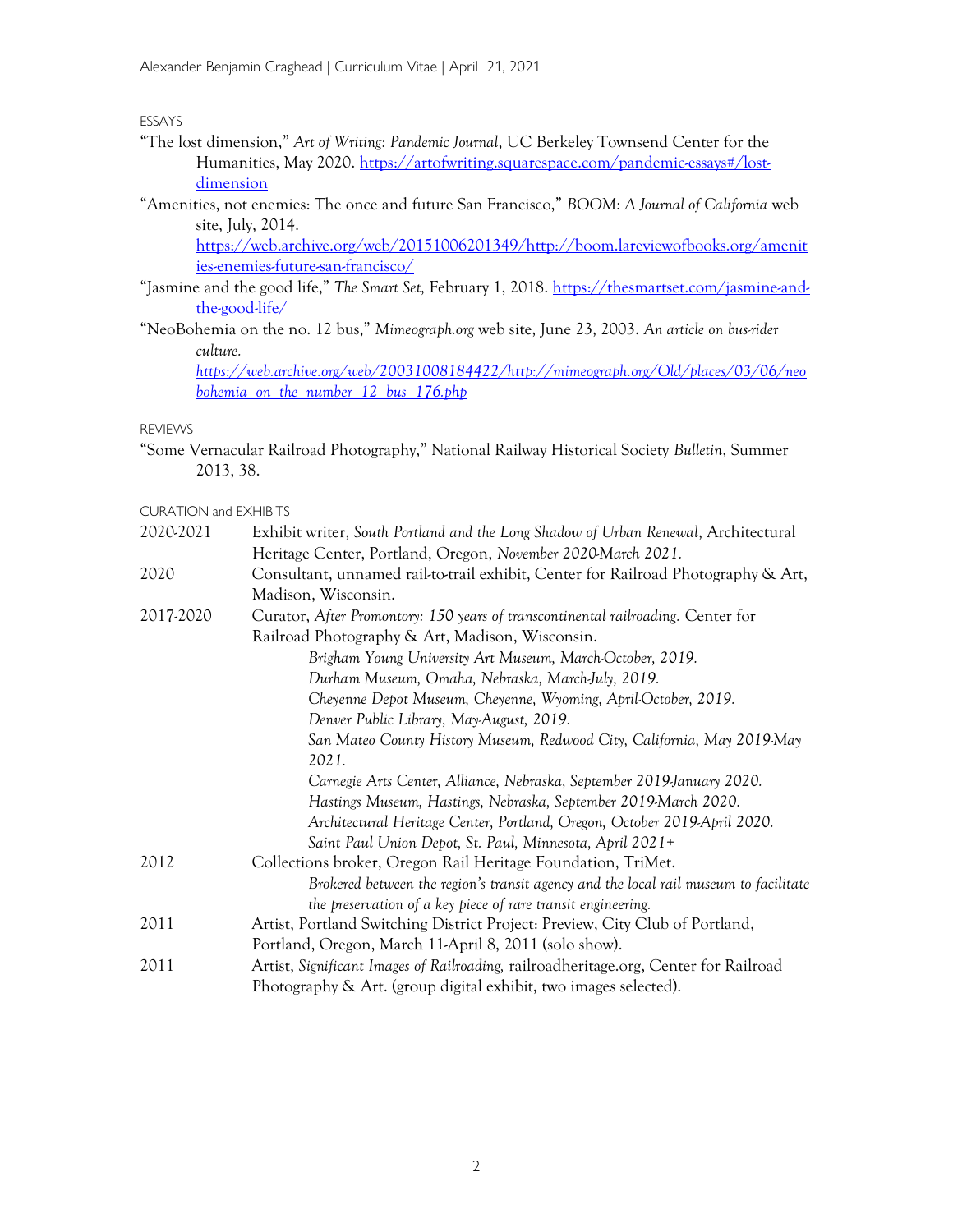ESSAYS

"The lost dimension," *Art of Writing: Pandemic Journal*, UC Berkeley Townsend Center for the Humanities, May 2020. https://artofwriting.squarespace.com/pandemic-essays#/lost-dimension

"Amenities, not enemies: The once and future San Francisco," *BOOM: A Journal of California* web site, July, 2014. https://web.archive.org/web/20151006201349/http://boom.lareviewofbooks.org/amenities-enemies-future-san-francisco/

"Jasmine and the good life," *The Smart Set,* February 1, 2018. https://thesmartset.com/jasmine-and-the-good-life/

"NeoBohemia on the no. 12 bus," *Mimeograph.org* web site, June 23, 2003. *An article on bus-rider culture. https://web.archive.org/web/20031008184422/http://mimeograph.org/Old/places/03/06/neobohemia_on_the_number_12_bus_176.php*

REVIEWS

"Some Vernacular Railroad Photography," National Railway Historical Society *Bulletin*, Summer 2013, 38.

CURATION and EXHIBITS

| | |
|---|---|
| 2020-2021 | Exhibit writer, *South Portland and the Long Shadow of Urban Renewal*, Architectural Heritage Center, Portland, Oregon, *November 2020-March 2021.* |
| 2020 | Consultant, unnamed rail-to-trail exhibit, Center for Railroad Photography & Art, Madison, Wisconsin. |
| 2017-2020 | Curator, *After Promontory: 150 years of transcontinental railroading.* Center for Railroad Photography & Art, Madison, Wisconsin.<br>*Brigham Young University Art Museum, March-October, 2019.*<br>*Durham Museum, Omaha, Nebraska, March-July, 2019.*<br>*Cheyenne Depot Museum, Cheyenne, Wyoming, April-October, 2019.*<br>*Denver Public Library, May-August, 2019.*<br>*San Mateo County History Museum, Redwood City, California, May 2019-May 2021.*<br>*Carnegie Arts Center, Alliance, Nebraska, September 2019-January 2020.*<br>*Hastings Museum, Hastings, Nebraska, September 2019-March 2020.*<br>*Architectural Heritage Center, Portland, Oregon, October 2019-April 2020.*<br>*Saint Paul Union Depot, St. Paul, Minnesota, April 2021+* |
| 2012 | Collections broker, Oregon Rail Heritage Foundation, TriMet.<br>*Brokered between the region's transit agency and the local rail museum to facilitate the preservation of a key piece of rare transit engineering.* |
| 2011 | Artist, Portland Switching District Project: Preview, City Club of Portland, Portland, Oregon, March 11-April 8, 2011 (solo show). |
| 2011 | Artist, *Significant Images of Railroading,* railroadheritage.org, Center for Railroad Photography & Art. (group digital exhibit, two images selected). |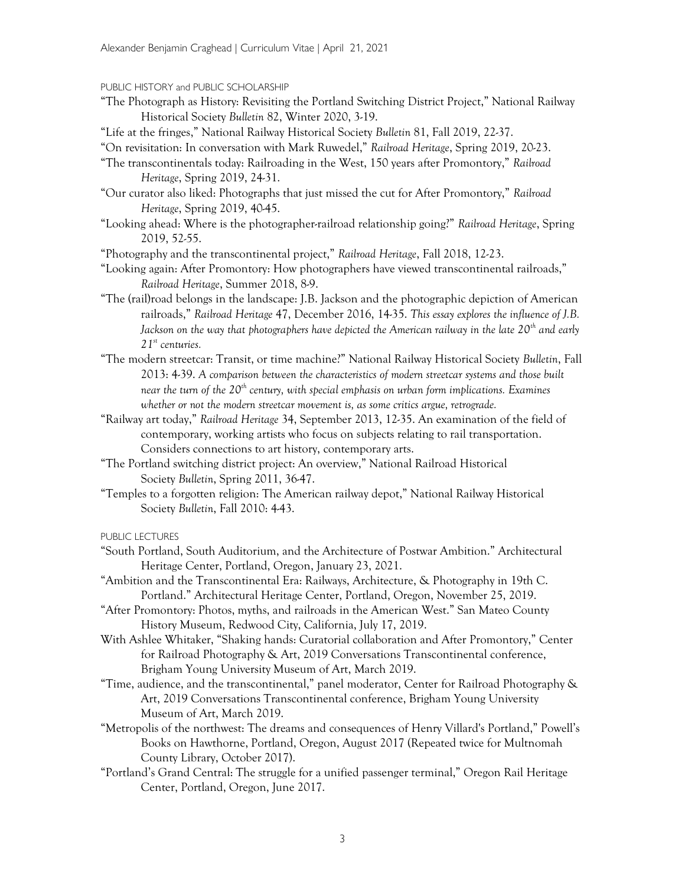## PUBLIC HISTORY and PUBLIC SCHOLARSHIP

"The Photograph as History: Revisiting the Portland Switching District Project," National Railway Historical Society *Bulletin* 82, Winter 2020, 3-19.

"Life at the fringes," National Railway Historical Society *Bulletin* 81, Fall 2019, 22-37.

"On revisitation: In conversation with Mark Ruwedel," *Railroad Heritage*, Spring 2019, 20-23.

"The transcontinentals today: Railroading in the West, 150 years after Promontory," *Railroad Heritage*, Spring 2019, 24-31.

"Our curator also liked: Photographs that just missed the cut for After Promontory," *Railroad Heritage*, Spring 2019, 40-45.

"Looking ahead: Where is the photographer-railroad relationship going?" *Railroad Heritage*, Spring 2019, 52-55.

"Photography and the transcontinental project," *Railroad Heritage*, Fall 2018, 12-23.

"Looking again: After Promontory: How photographers have viewed transcontinental railroads," *Railroad Heritage*, Summer 2018, 8-9.

"The (rail)road belongs in the landscape: J.B. Jackson and the photographic depiction of American railroads," *Railroad Heritage* 47, December 2016, 14-35. *This essay explores the influence of J.B. Jackson on the way that photographers have depicted the American railway in the late 20th and early 21st centuries.*

"The modern streetcar: Transit, or time machine?" National Railway Historical Society *Bulletin*, Fall 2013: 4-39. *A comparison between the characteristics of modern streetcar systems and those built near the turn of the 20th century, with special emphasis on urban form implications. Examines whether or not the modern streetcar movement is, as some critics argue, retrograde.*

"Railway art today," *Railroad Heritage* 34, September 2013, 12-35. An examination of the field of contemporary, working artists who focus on subjects relating to rail transportation. Considers connections to art history, contemporary arts.

"The Portland switching district project: An overview," National Railroad Historical Society *Bulletin*, Spring 2011, 36-47.

"Temples to a forgotten religion: The American railway depot," National Railway Historical Society *Bulletin*, Fall 2010: 4-43.

## PUBLIC LECTURES

"South Portland, South Auditorium, and the Architecture of Postwar Ambition." Architectural Heritage Center, Portland, Oregon, January 23, 2021.

"Ambition and the Transcontinental Era: Railways, Architecture, & Photography in 19th C. Portland." Architectural Heritage Center, Portland, Oregon, November 25, 2019.

"After Promontory: Photos, myths, and railroads in the American West." San Mateo County History Museum, Redwood City, California, July 17, 2019.

With Ashlee Whitaker, "Shaking hands: Curatorial collaboration and After Promontory," Center for Railroad Photography & Art, 2019 Conversations Transcontinental conference, Brigham Young University Museum of Art, March 2019.

"Time, audience, and the transcontinental," panel moderator, Center for Railroad Photography & Art, 2019 Conversations Transcontinental conference, Brigham Young University Museum of Art, March 2019.

"Metropolis of the northwest: The dreams and consequences of Henry Villard's Portland," Powell's Books on Hawthorne, Portland, Oregon, August 2017 (Repeated twice for Multnomah County Library, October 2017).

"Portland's Grand Central: The struggle for a unified passenger terminal," Oregon Rail Heritage Center, Portland, Oregon, June 2017.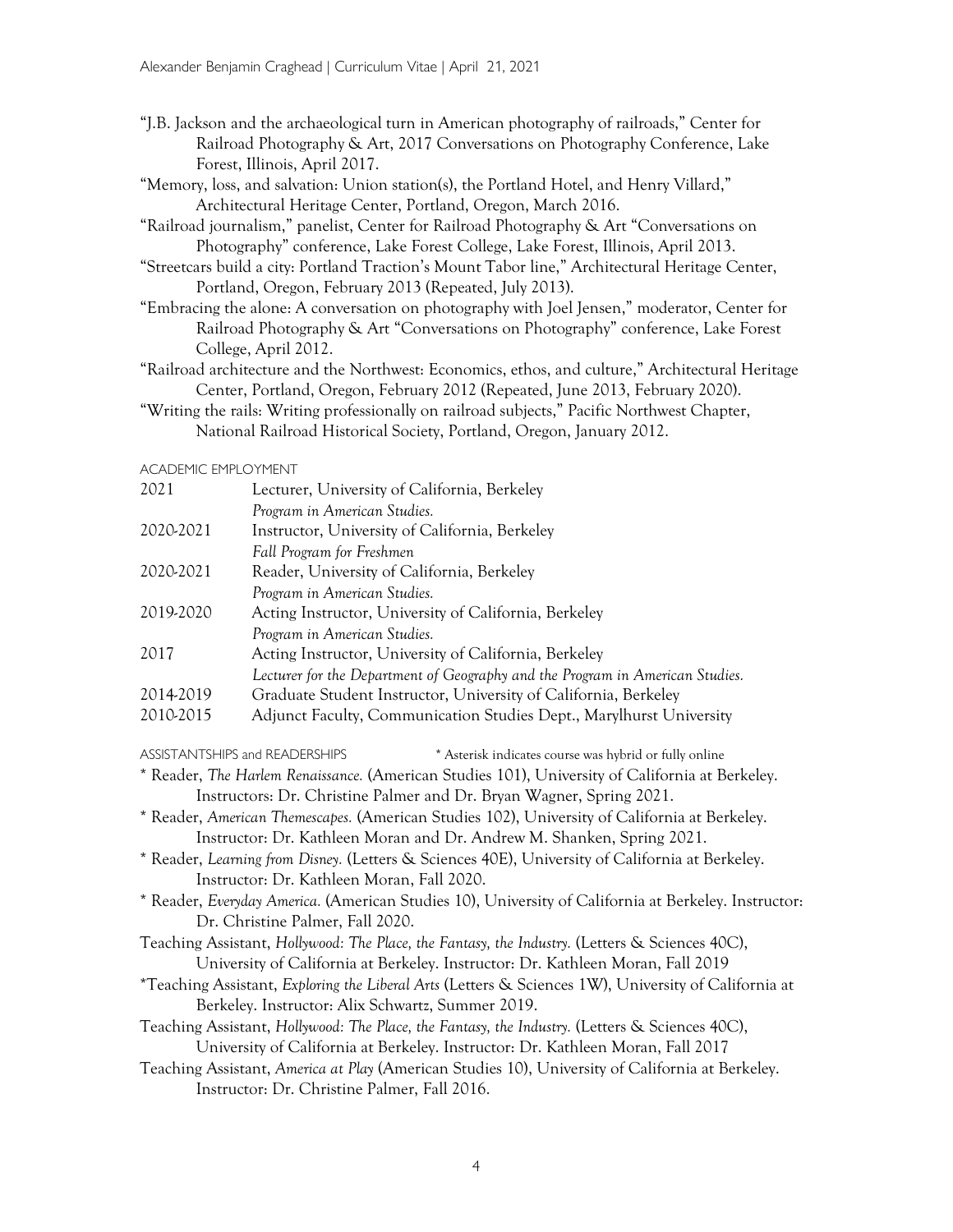"J.B. Jackson and the archaeological turn in American photography of railroads," Center for Railroad Photography & Art, 2017 Conversations on Photography Conference, Lake Forest, Illinois, April 2017.

"Memory, loss, and salvation: Union station(s), the Portland Hotel, and Henry Villard," Architectural Heritage Center, Portland, Oregon, March 2016.

"Railroad journalism," panelist, Center for Railroad Photography & Art "Conversations on Photography" conference, Lake Forest College, Lake Forest, Illinois, April 2013.

"Streetcars build a city: Portland Traction's Mount Tabor line," Architectural Heritage Center, Portland, Oregon, February 2013 (Repeated, July 2013).

"Embracing the alone: A conversation on photography with Joel Jensen," moderator, Center for Railroad Photography & Art "Conversations on Photography" conference, Lake Forest College, April 2012.

"Railroad architecture and the Northwest: Economics, ethos, and culture," Architectural Heritage Center, Portland, Oregon, February 2012 (Repeated, June 2013, February 2020).

"Writing the rails: Writing professionally on railroad subjects," Pacific Northwest Chapter, National Railroad Historical Society, Portland, Oregon, January 2012.

## ACADEMIC EMPLOYMENT

| | |
|---|---|
| 2021 | Lecturer, University of California, Berkeley<br>*Program in American Studies.* |
| 2020-2021 | Instructor, University of California, Berkeley<br>*Fall Program for Freshmen* |
| 2020-2021 | Reader, University of California, Berkeley<br>*Program in American Studies.* |
| 2019-2020 | Acting Instructor, University of California, Berkeley<br>*Program in American Studies.* |
| 2017 | Acting Instructor, University of California, Berkeley<br>*Lecturer for the Department of Geography and the Program in American Studies.* |
| 2014-2019 | Graduate Student Instructor, University of California, Berkeley |
| 2010-2015 | Adjunct Faculty, Communication Studies Dept., Marylhurst University |

## ASSISTANTSHIPS and READERSHIPS

\* Asterisk indicates course was hybrid or fully online

\* Reader, *The Harlem Renaissance.* (American Studies 101), University of California at Berkeley. Instructors: Dr. Christine Palmer and Dr. Bryan Wagner, Spring 2021.

\* Reader, *American Themescapes.* (American Studies 102), University of California at Berkeley. Instructor: Dr. Kathleen Moran and Dr. Andrew M. Shanken, Spring 2021.

\* Reader, *Learning from Disney.* (Letters & Sciences 40E), University of California at Berkeley. Instructor: Dr. Kathleen Moran, Fall 2020.

\* Reader, *Everyday America.* (American Studies 10), University of California at Berkeley. Instructor: Dr. Christine Palmer, Fall 2020.

Teaching Assistant, *Hollywood: The Place, the Fantasy, the Industry.* (Letters & Sciences 40C), University of California at Berkeley. Instructor: Dr. Kathleen Moran, Fall 2019

\*Teaching Assistant, *Exploring the Liberal Arts* (Letters & Sciences 1W), University of California at Berkeley. Instructor: Alix Schwartz, Summer 2019.

Teaching Assistant, *Hollywood: The Place, the Fantasy, the Industry.* (Letters & Sciences 40C), University of California at Berkeley. Instructor: Dr. Kathleen Moran, Fall 2017

Teaching Assistant, *America at Play* (American Studies 10), University of California at Berkeley. Instructor: Dr. Christine Palmer, Fall 2016.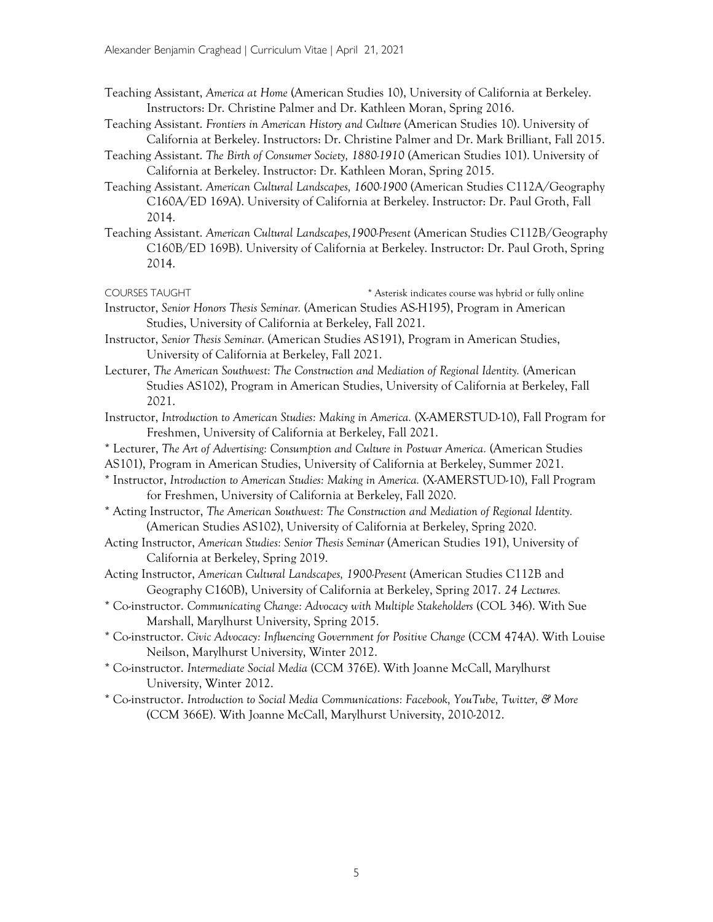Teaching Assistant, *America at Home* (American Studies 10), University of California at Berkeley. Instructors: Dr. Christine Palmer and Dr. Kathleen Moran, Spring 2016.

Teaching Assistant. *Frontiers in American History and Culture* (American Studies 10). University of California at Berkeley. Instructors: Dr. Christine Palmer and Dr. Mark Brilliant, Fall 2015.

Teaching Assistant. *The Birth of Consumer Society, 1880-1910* (American Studies 101). University of California at Berkeley. Instructor: Dr. Kathleen Moran, Spring 2015.

Teaching Assistant. *American Cultural Landscapes, 1600-1900* (American Studies C112A/Geography C160A/ED 169A). University of California at Berkeley. Instructor: Dr. Paul Groth, Fall 2014.

Teaching Assistant. *American Cultural Landscapes,1900-Present* (American Studies C112B/Geography C160B/ED 169B). University of California at Berkeley. Instructor: Dr. Paul Groth, Spring 2014.

COURSES TAUGHT * Asterisk indicates course was hybrid or fully online

Instructor, *Senior Honors Thesis Seminar.* (American Studies AS-H195), Program in American Studies, University of California at Berkeley, Fall 2021.

Instructor, *Senior Thesis Seminar.* (American Studies AS191), Program in American Studies, University of California at Berkeley, Fall 2021.

Lecturer, *The American Southwest: The Construction and Mediation of Regional Identity.* (American Studies AS102), Program in American Studies, University of California at Berkeley, Fall 2021.

Instructor, *Introduction to American Studies: Making in America.* (X-AMERSTUD-10), Fall Program for Freshmen, University of California at Berkeley, Fall 2021.

* Lecturer, *The Art of Advertising: Consumption and Culture in Postwar America.* (American Studies AS101), Program in American Studies, University of California at Berkeley, Summer 2021.

* Instructor, *Introduction to American Studies: Making in America.* (X-AMERSTUD-10), Fall Program for Freshmen, University of California at Berkeley, Fall 2020.

* Acting Instructor, *The American Southwest: The Construction and Mediation of Regional Identity.* (American Studies AS102), University of California at Berkeley, Spring 2020.

Acting Instructor, *American Studies: Senior Thesis Seminar* (American Studies 191), University of California at Berkeley, Spring 2019.

Acting Instructor, *American Cultural Landscapes, 1900-Present* (American Studies C112B and Geography C160B), University of California at Berkeley, Spring 2017. *24 Lectures.*

* Co-instructor. *Communicating Change: Advocacy with Multiple Stakeholders* (COL 346). With Sue Marshall, Marylhurst University, Spring 2015.

* Co-instructor. *Civic Advocacy: Influencing Government for Positive Change* (CCM 474A). With Louise Neilson, Marylhurst University, Winter 2012.

* Co-instructor. *Intermediate Social Media* (CCM 376E). With Joanne McCall, Marylhurst University, Winter 2012.

* Co-instructor. *Introduction to Social Media Communications: Facebook, YouTube, Twitter, & More* (CCM 366E). With Joanne McCall, Marylhurst University, 2010-2012.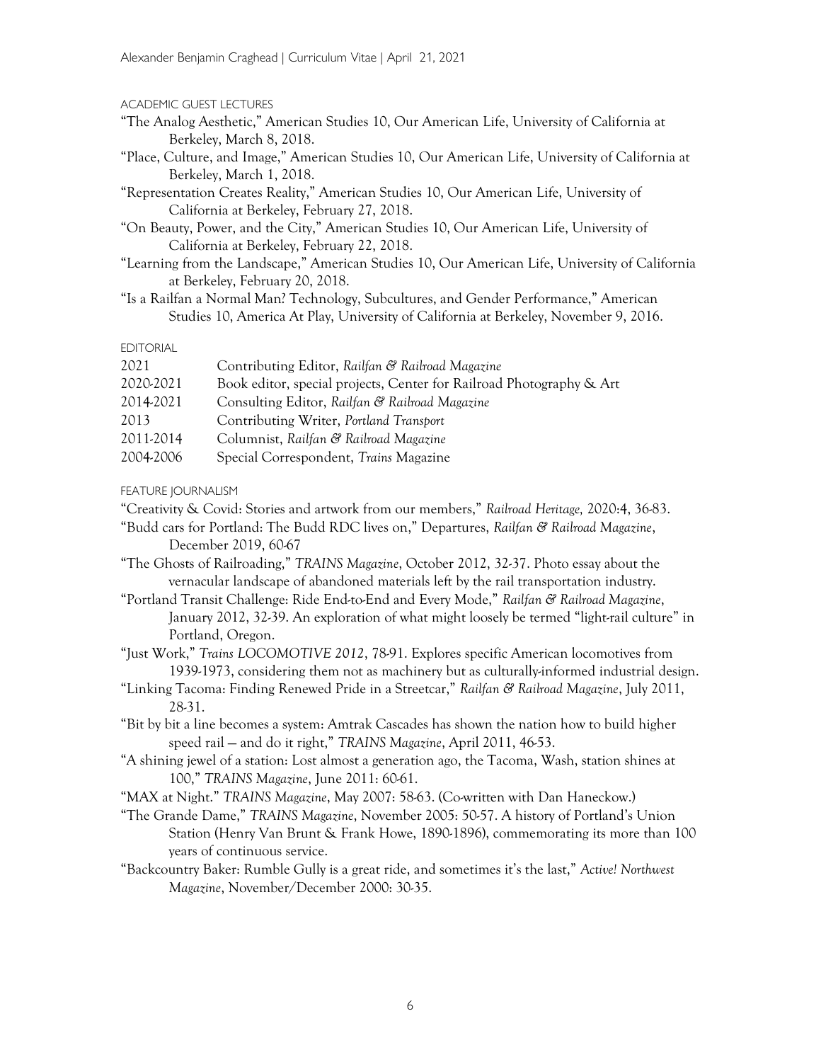## ACADEMIC GUEST LECTURES

"The Analog Aesthetic," American Studies 10, Our American Life, University of California at Berkeley, March 8, 2018.

"Place, Culture, and Image," American Studies 10, Our American Life, University of California at Berkeley, March 1, 2018.

"Representation Creates Reality," American Studies 10, Our American Life, University of California at Berkeley, February 27, 2018.

"On Beauty, Power, and the City," American Studies 10, Our American Life, University of California at Berkeley, February 22, 2018.

"Learning from the Landscape," American Studies 10, Our American Life, University of California at Berkeley, February 20, 2018.

"Is a Railfan a Normal Man? Technology, Subcultures, and Gender Performance," American Studies 10, America At Play, University of California at Berkeley, November 9, 2016.

## EDITORIAL

| | |
|---|---|
| 2021 | Contributing Editor, *Railfan & Railroad Magazine* |
| 2020-2021 | Book editor, special projects, Center for Railroad Photography & Art |
| 2014-2021 | Consulting Editor, *Railfan & Railroad Magazine* |
| 2013 | Contributing Writer, *Portland Transport* |
| 2011-2014 | Columnist, *Railfan & Railroad Magazine* |
| 2004-2006 | Special Correspondent, *Trains* Magazine |

## FEATURE JOURNALISM

"Creativity & Covid: Stories and artwork from our members," *Railroad Heritage,* 2020:4, 36-83.

"Budd cars for Portland: The Budd RDC lives on," Departures, *Railfan & Railroad Magazine*, December 2019, 60-67

"The Ghosts of Railroading," *TRAINS Magazine*, October 2012, 32-37. Photo essay about the vernacular landscape of abandoned materials left by the rail transportation industry.

"Portland Transit Challenge: Ride End-to-End and Every Mode," *Railfan & Railroad Magazine*, January 2012, 32-39. An exploration of what might loosely be termed "light-rail culture" in Portland, Oregon.

"Just Work," *Trains LOCOMOTIVE 2012*, 78-91. Explores specific American locomotives from 1939-1973, considering them not as machinery but as culturally-informed industrial design.

"Linking Tacoma: Finding Renewed Pride in a Streetcar," *Railfan & Railroad Magazine*, July 2011, 28-31.

"Bit by bit a line becomes a system: Amtrak Cascades has shown the nation how to build higher speed rail — and do it right," *TRAINS Magazine*, April 2011, 46-53.

"A shining jewel of a station: Lost almost a generation ago, the Tacoma, Wash, station shines at 100," *TRAINS Magazine*, June 2011: 60-61.

"MAX at Night." *TRAINS Magazine*, May 2007: 58-63. (Co-written with Dan Haneckow.)

"The Grande Dame," *TRAINS Magazine*, November 2005: 50-57. A history of Portland's Union Station (Henry Van Brunt & Frank Howe, 1890-1896), commemorating its more than 100 years of continuous service.

"Backcountry Baker: Rumble Gully is a great ride, and sometimes it's the last," *Active! Northwest Magazine*, November/December 2000: 30-35.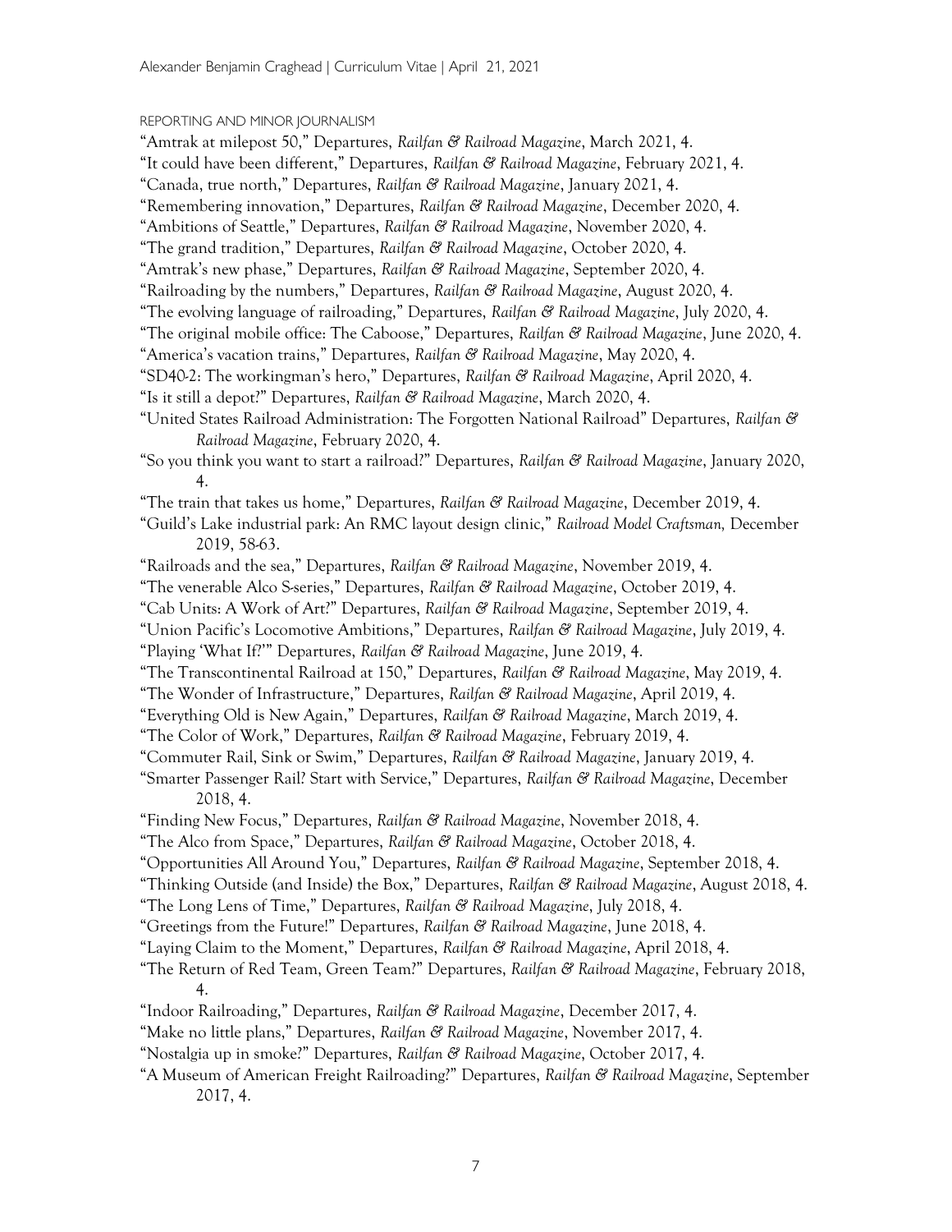## REPORTING AND MINOR JOURNALISM

"Amtrak at milepost 50," Departures, *Railfan & Railroad Magazine*, March 2021, 4.

"It could have been different," Departures, *Railfan & Railroad Magazine*, February 2021, 4.

"Canada, true north," Departures, *Railfan & Railroad Magazine*, January 2021, 4.

"Remembering innovation," Departures, *Railfan & Railroad Magazine*, December 2020, 4.

"Ambitions of Seattle," Departures, *Railfan & Railroad Magazine*, November 2020, 4.

"The grand tradition," Departures, *Railfan & Railroad Magazine*, October 2020, 4.

"Amtrak's new phase," Departures, *Railfan & Railroad Magazine*, September 2020, 4.

"Railroading by the numbers," Departures, *Railfan & Railroad Magazine*, August 2020, 4.

"The evolving language of railroading," Departures, *Railfan & Railroad Magazine*, July 2020, 4.

"The original mobile office: The Caboose," Departures, *Railfan & Railroad Magazine*, June 2020, 4.

"America's vacation trains," Departures, *Railfan & Railroad Magazine*, May 2020, 4.

"SD40-2: The workingman's hero," Departures, *Railfan & Railroad Magazine*, April 2020, 4.

"Is it still a depot?" Departures, *Railfan & Railroad Magazine*, March 2020, 4.

"United States Railroad Administration: The Forgotten National Railroad" Departures, *Railfan & Railroad Magazine*, February 2020, 4.

"So you think you want to start a railroad?" Departures, *Railfan & Railroad Magazine*, January 2020, 4.

"The train that takes us home," Departures, *Railfan & Railroad Magazine*, December 2019, 4.

"Guild's Lake industrial park: An RMC layout design clinic," *Railroad Model Craftsman,* December 2019, 58-63.

"Railroads and the sea," Departures, *Railfan & Railroad Magazine*, November 2019, 4.

"The venerable Alco S-series," Departures, *Railfan & Railroad Magazine*, October 2019, 4.

"Cab Units: A Work of Art?" Departures, *Railfan & Railroad Magazine*, September 2019, 4.

"Union Pacific's Locomotive Ambitions," Departures, *Railfan & Railroad Magazine*, July 2019, 4.

"Playing 'What If?'" Departures, *Railfan & Railroad Magazine*, June 2019, 4.

"The Transcontinental Railroad at 150," Departures, *Railfan & Railroad Magazine*, May 2019, 4.

"The Wonder of Infrastructure," Departures, *Railfan & Railroad Magazine*, April 2019, 4.

"Everything Old is New Again," Departures, *Railfan & Railroad Magazine*, March 2019, 4.

"The Color of Work," Departures, *Railfan & Railroad Magazine*, February 2019, 4.

"Commuter Rail, Sink or Swim," Departures, *Railfan & Railroad Magazine*, January 2019, 4.

"Smarter Passenger Rail? Start with Service," Departures, *Railfan & Railroad Magazine*, December 2018, 4.

"Finding New Focus," Departures, *Railfan & Railroad Magazine*, November 2018, 4.

"The Alco from Space," Departures, *Railfan & Railroad Magazine*, October 2018, 4.

"Opportunities All Around You," Departures, *Railfan & Railroad Magazine*, September 2018, 4.

"Thinking Outside (and Inside) the Box," Departures, *Railfan & Railroad Magazine*, August 2018, 4.

"The Long Lens of Time," Departures, *Railfan & Railroad Magazine*, July 2018, 4.

"Greetings from the Future!" Departures, *Railfan & Railroad Magazine*, June 2018, 4.

"Laying Claim to the Moment," Departures, *Railfan & Railroad Magazine*, April 2018, 4.

"The Return of Red Team, Green Team?" Departures, *Railfan & Railroad Magazine*, February 2018, 4.

"Indoor Railroading," Departures, *Railfan & Railroad Magazine*, December 2017, 4.

"Make no little plans," Departures, *Railfan & Railroad Magazine*, November 2017, 4.

"Nostalgia up in smoke?" Departures, *Railfan & Railroad Magazine*, October 2017, 4.

"A Museum of American Freight Railroading?" Departures, *Railfan & Railroad Magazine*, September 2017, 4.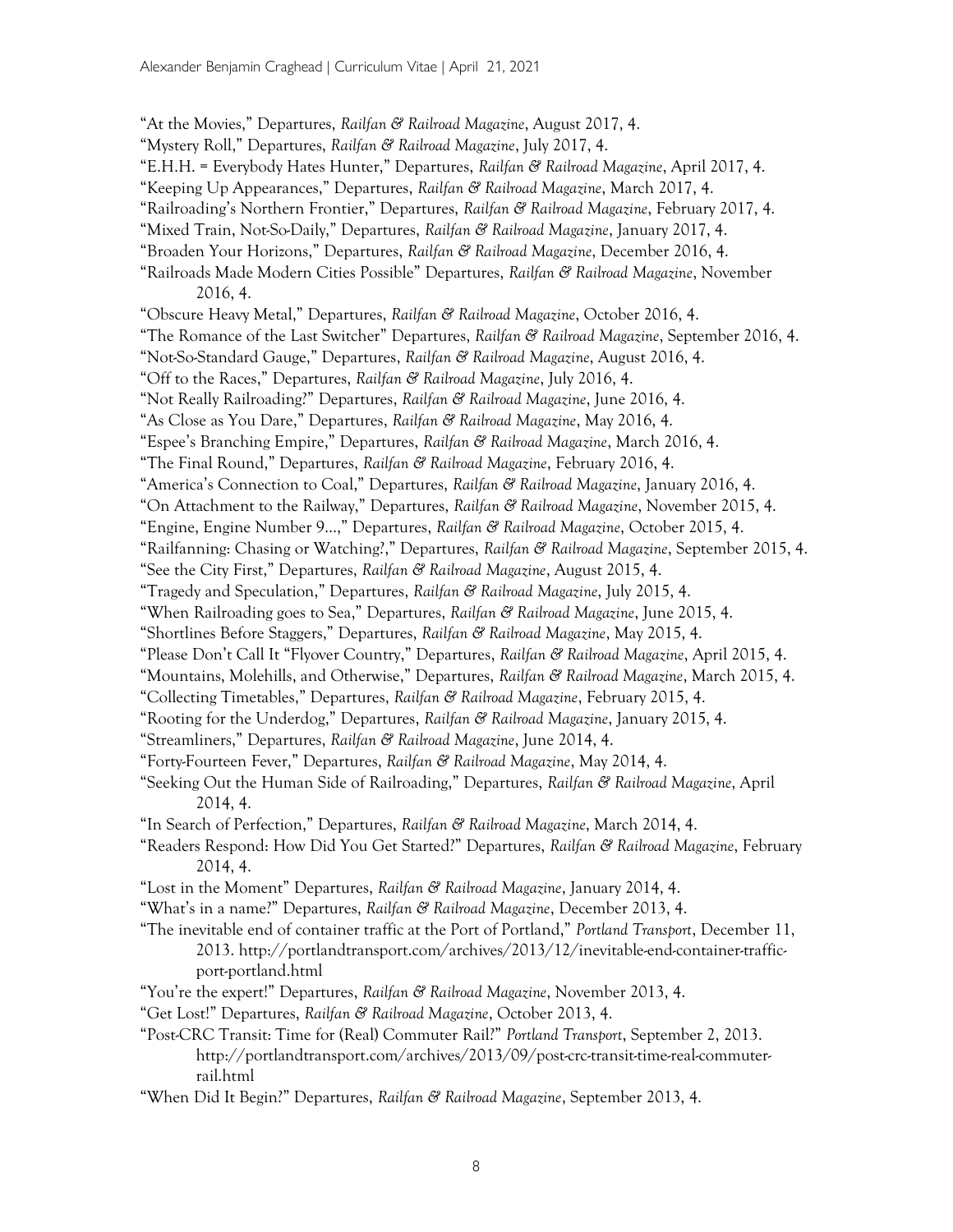"At the Movies," Departures, *Railfan & Railroad Magazine*, August 2017, 4.

"Mystery Roll," Departures, *Railfan & Railroad Magazine*, July 2017, 4.

"E.H.H. = Everybody Hates Hunter," Departures, *Railfan & Railroad Magazine*, April 2017, 4.

"Keeping Up Appearances," Departures, *Railfan & Railroad Magazine*, March 2017, 4.

"Railroading's Northern Frontier," Departures, *Railfan & Railroad Magazine*, February 2017, 4.

"Mixed Train, Not-So-Daily," Departures, *Railfan & Railroad Magazine*, January 2017, 4.

"Broaden Your Horizons," Departures, *Railfan & Railroad Magazine*, December 2016, 4.

"Railroads Made Modern Cities Possible" Departures, *Railfan & Railroad Magazine*, November 2016, 4.

"Obscure Heavy Metal," Departures, *Railfan & Railroad Magazine*, October 2016, 4.

"The Romance of the Last Switcher" Departures, *Railfan & Railroad Magazine*, September 2016, 4.

"Not-So-Standard Gauge," Departures, *Railfan & Railroad Magazine*, August 2016, 4.

"Off to the Races," Departures, *Railfan & Railroad Magazine*, July 2016, 4.

"Not Really Railroading?" Departures, *Railfan & Railroad Magazine*, June 2016, 4.

"As Close as You Dare," Departures, *Railfan & Railroad Magazine*, May 2016, 4.

"Espee's Branching Empire," Departures, *Railfan & Railroad Magazine*, March 2016, 4.

"The Final Round," Departures, *Railfan & Railroad Magazine*, February 2016, 4.

"America's Connection to Coal," Departures, *Railfan & Railroad Magazine*, January 2016, 4.

"On Attachment to the Railway," Departures, *Railfan & Railroad Magazine*, November 2015, 4.

"Engine, Engine Number 9…," Departures, *Railfan & Railroad Magazine*, October 2015, 4.

"Railfanning: Chasing or Watching?," Departures, *Railfan & Railroad Magazine*, September 2015, 4.

"See the City First," Departures, *Railfan & Railroad Magazine*, August 2015, 4.

"Tragedy and Speculation," Departures, *Railfan & Railroad Magazine*, July 2015, 4.

"When Railroading goes to Sea," Departures, *Railfan & Railroad Magazine*, June 2015, 4.

"Shortlines Before Staggers," Departures, *Railfan & Railroad Magazine*, May 2015, 4.

"Please Don't Call It "Flyover Country," Departures, *Railfan & Railroad Magazine*, April 2015, 4.

"Mountains, Molehills, and Otherwise," Departures, *Railfan & Railroad Magazine*, March 2015, 4.

"Collecting Timetables," Departures, *Railfan & Railroad Magazine*, February 2015, 4.

"Rooting for the Underdog," Departures, *Railfan & Railroad Magazine*, January 2015, 4.

"Streamliners," Departures, *Railfan & Railroad Magazine*, June 2014, 4.

"Forty-Fourteen Fever," Departures, *Railfan & Railroad Magazine*, May 2014, 4.

"Seeking Out the Human Side of Railroading," Departures, *Railfan & Railroad Magazine*, April 2014, 4.

"In Search of Perfection," Departures, *Railfan & Railroad Magazine*, March 2014, 4.

"Readers Respond: How Did You Get Started?" Departures, *Railfan & Railroad Magazine*, February 2014, 4.

"Lost in the Moment" Departures, *Railfan & Railroad Magazine*, January 2014, 4.

"What's in a name?" Departures, *Railfan & Railroad Magazine*, December 2013, 4.

"The inevitable end of container traffic at the Port of Portland," *Portland Transport*, December 11, 2013. http://portlandtransport.com/archives/2013/12/inevitable-end-container-traffic-port-portland.html

"You're the expert!" Departures, *Railfan & Railroad Magazine*, November 2013, 4.

"Get Lost!" Departures, *Railfan & Railroad Magazine*, October 2013, 4.

"Post-CRC Transit: Time for (Real) Commuter Rail?" *Portland Transport*, September 2, 2013. http://portlandtransport.com/archives/2013/09/post-crc-transit-time-real-commuter-rail.html

"When Did It Begin?" Departures, *Railfan & Railroad Magazine*, September 2013, 4.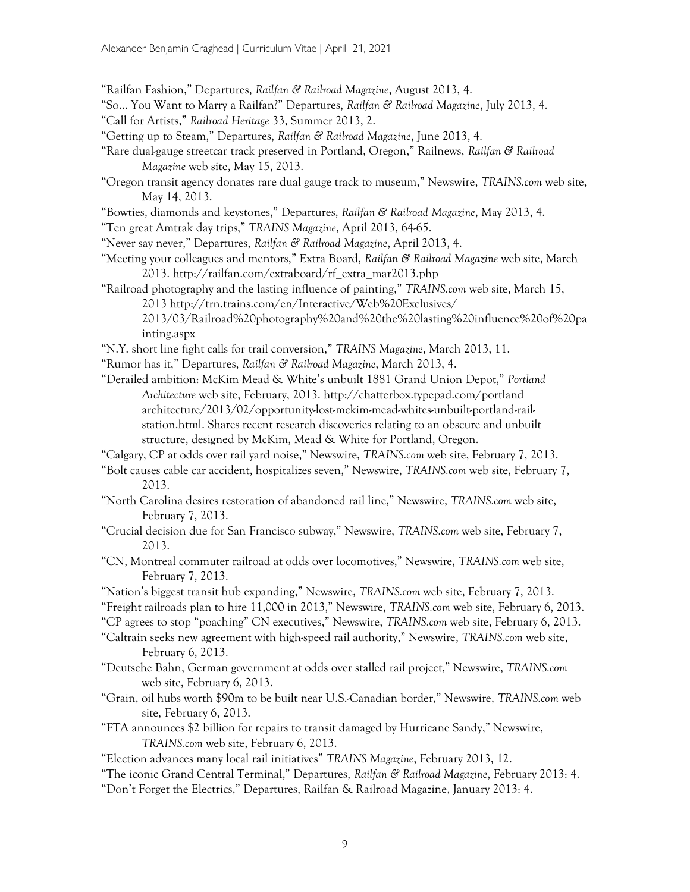"Railfan Fashion," Departures, *Railfan & Railroad Magazine*, August 2013, 4.

"So… You Want to Marry a Railfan?" Departures, *Railfan & Railroad Magazine*, July 2013, 4.

"Call for Artists," *Railroad Heritage* 33, Summer 2013, 2.

"Getting up to Steam," Departures, *Railfan & Railroad Magazine*, June 2013, 4.

"Rare dual-gauge streetcar track preserved in Portland, Oregon," Railnews, *Railfan & Railroad Magazine* web site, May 15, 2013.

"Oregon transit agency donates rare dual gauge track to museum," Newswire, *TRAINS.com* web site, May 14, 2013.

"Bowties, diamonds and keystones," Departures, *Railfan & Railroad Magazine*, May 2013, 4.

"Ten great Amtrak day trips," *TRAINS Magazine*, April 2013, 64-65.

"Never say never," Departures, *Railfan & Railroad Magazine*, April 2013, 4.

"Meeting your colleagues and mentors," Extra Board, *Railfan & Railroad Magazine* web site, March 2013. http://railfan.com/extraboard/rf_extra_mar2013.php

"Railroad photography and the lasting influence of painting," *TRAINS.com* web site, March 15, 2013 http://trn.trains.com/en/Interactive/Web%20Exclusives/2013/03/Railroad%20photography%20and%20the%20lasting%20influence%20of%20painting.aspx

"N.Y. short line fight calls for trail conversion," *TRAINS Magazine*, March 2013, 11.

"Rumor has it," Departures, *Railfan & Railroad Magazine*, March 2013, 4.

"Derailed ambition: McKim Mead & White's unbuilt 1881 Grand Union Depot," *Portland Architecture* web site, February, 2013. http://chatterbox.typepad.com/portland architecture/2013/02/opportunity-lost-mckim-mead-whites-unbuilt-portland-rail-station.html. Shares recent research discoveries relating to an obscure and unbuilt structure, designed by McKim, Mead & White for Portland, Oregon.

"Calgary, CP at odds over rail yard noise," Newswire, *TRAINS.com* web site, February 7, 2013.

"Bolt causes cable car accident, hospitalizes seven," Newswire, *TRAINS.com* web site, February 7, 2013.

"North Carolina desires restoration of abandoned rail line," Newswire, *TRAINS.com* web site, February 7, 2013.

"Crucial decision due for San Francisco subway," Newswire, *TRAINS.com* web site, February 7, 2013.

"CN, Montreal commuter railroad at odds over locomotives," Newswire, *TRAINS.com* web site, February 7, 2013.

"Nation's biggest transit hub expanding," Newswire, *TRAINS.com* web site, February 7, 2013.

"Freight railroads plan to hire 11,000 in 2013," Newswire, *TRAINS.com* web site, February 6, 2013.

"CP agrees to stop "poaching" CN executives," Newswire, *TRAINS.com* web site, February 6, 2013.

"Caltrain seeks new agreement with high-speed rail authority," Newswire, *TRAINS.com* web site, February 6, 2013.

"Deutsche Bahn, German government at odds over stalled rail project," Newswire, *TRAINS.com* web site, February 6, 2013.

"Grain, oil hubs worth $90m to be built near U.S.-Canadian border," Newswire, *TRAINS.com* web site, February 6, 2013.

"FTA announces $2 billion for repairs to transit damaged by Hurricane Sandy," Newswire, *TRAINS.com* web site, February 6, 2013.

"Election advances many local rail initiatives" *TRAINS Magazine*, February 2013, 12.

"The iconic Grand Central Terminal," Departures, *Railfan & Railroad Magazine*, February 2013: 4.

"Don't Forget the Electrics," Departures, Railfan & Railroad Magazine, January 2013: 4.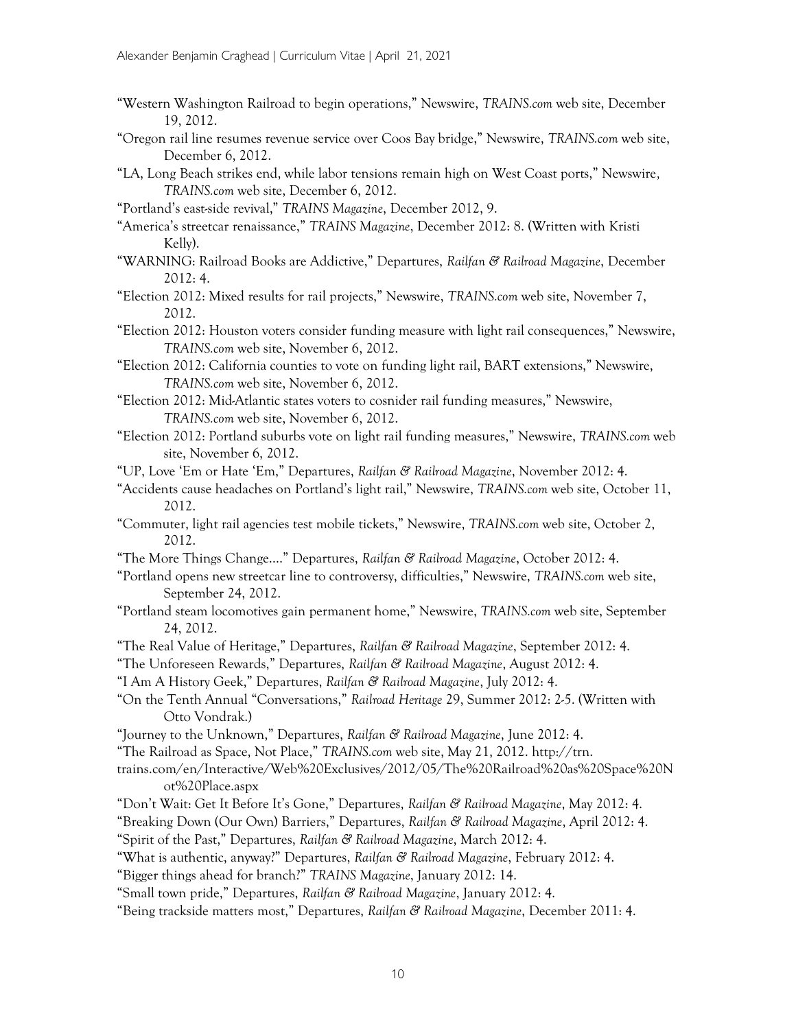"Western Washington Railroad to begin operations," Newswire, *TRAINS.com* web site, December 19, 2012.

"Oregon rail line resumes revenue service over Coos Bay bridge," Newswire, *TRAINS.com* web site, December 6, 2012.

"LA, Long Beach strikes end, while labor tensions remain high on West Coast ports," Newswire, *TRAINS.com* web site, December 6, 2012.

"Portland's east-side revival," *TRAINS Magazine*, December 2012, 9.

"America's streetcar renaissance," *TRAINS Magazine*, December 2012: 8. (Written with Kristi Kelly).

"WARNING: Railroad Books are Addictive," Departures, *Railfan & Railroad Magazine*, December 2012: 4.

"Election 2012: Mixed results for rail projects," Newswire, *TRAINS.com* web site, November 7, 2012.

"Election 2012: Houston voters consider funding measure with light rail consequences," Newswire, *TRAINS.com* web site, November 6, 2012.

"Election 2012: California counties to vote on funding light rail, BART extensions," Newswire, *TRAINS.com* web site, November 6, 2012.

"Election 2012: Mid-Atlantic states voters to cosnider rail funding measures," Newswire, *TRAINS.com* web site, November 6, 2012.

"Election 2012: Portland suburbs vote on light rail funding measures," Newswire, *TRAINS.com* web site, November 6, 2012.

"UP, Love 'Em or Hate 'Em," Departures, *Railfan & Railroad Magazine*, November 2012: 4.

"Accidents cause headaches on Portland's light rail," Newswire, *TRAINS.com* web site, October 11, 2012.

"Commuter, light rail agencies test mobile tickets," Newswire, *TRAINS.com* web site, October 2, 2012.

"The More Things Change...." Departures, *Railfan & Railroad Magazine*, October 2012: 4.

"Portland opens new streetcar line to controversy, difficulties," Newswire, *TRAINS.com* web site, September 24, 2012.

"Portland steam locomotives gain permanent home," Newswire, *TRAINS.com* web site, September 24, 2012.

"The Real Value of Heritage," Departures, *Railfan & Railroad Magazine*, September 2012: 4.

"The Unforeseen Rewards," Departures, *Railfan & Railroad Magazine*, August 2012: 4.

"I Am A History Geek," Departures, *Railfan & Railroad Magazine*, July 2012: 4.

"On the Tenth Annual "Conversations," *Railroad Heritage* 29, Summer 2012: 2-5. (Written with Otto Vondrak.)

"Journey to the Unknown," Departures, *Railfan & Railroad Magazine*, June 2012: 4.

"The Railroad as Space, Not Place," *TRAINS.com* web site, May 21, 2012. http://trn.trains.com/en/Interactive/Web%20Exclusives/2012/05/The%20Railroad%20as%20Space%20Not%20Place.aspx

"Don't Wait: Get It Before It's Gone," Departures, *Railfan & Railroad Magazine*, May 2012: 4.

"Breaking Down (Our Own) Barriers," Departures, *Railfan & Railroad Magazine*, April 2012: 4.

"Spirit of the Past," Departures, *Railfan & Railroad Magazine*, March 2012: 4.

"What is authentic, anyway?" Departures, *Railfan & Railroad Magazine*, February 2012: 4.

"Bigger things ahead for branch?" *TRAINS Magazine*, January 2012: 14.

"Small town pride," Departures, *Railfan & Railroad Magazine*, January 2012: 4.

"Being trackside matters most," Departures, *Railfan & Railroad Magazine*, December 2011: 4.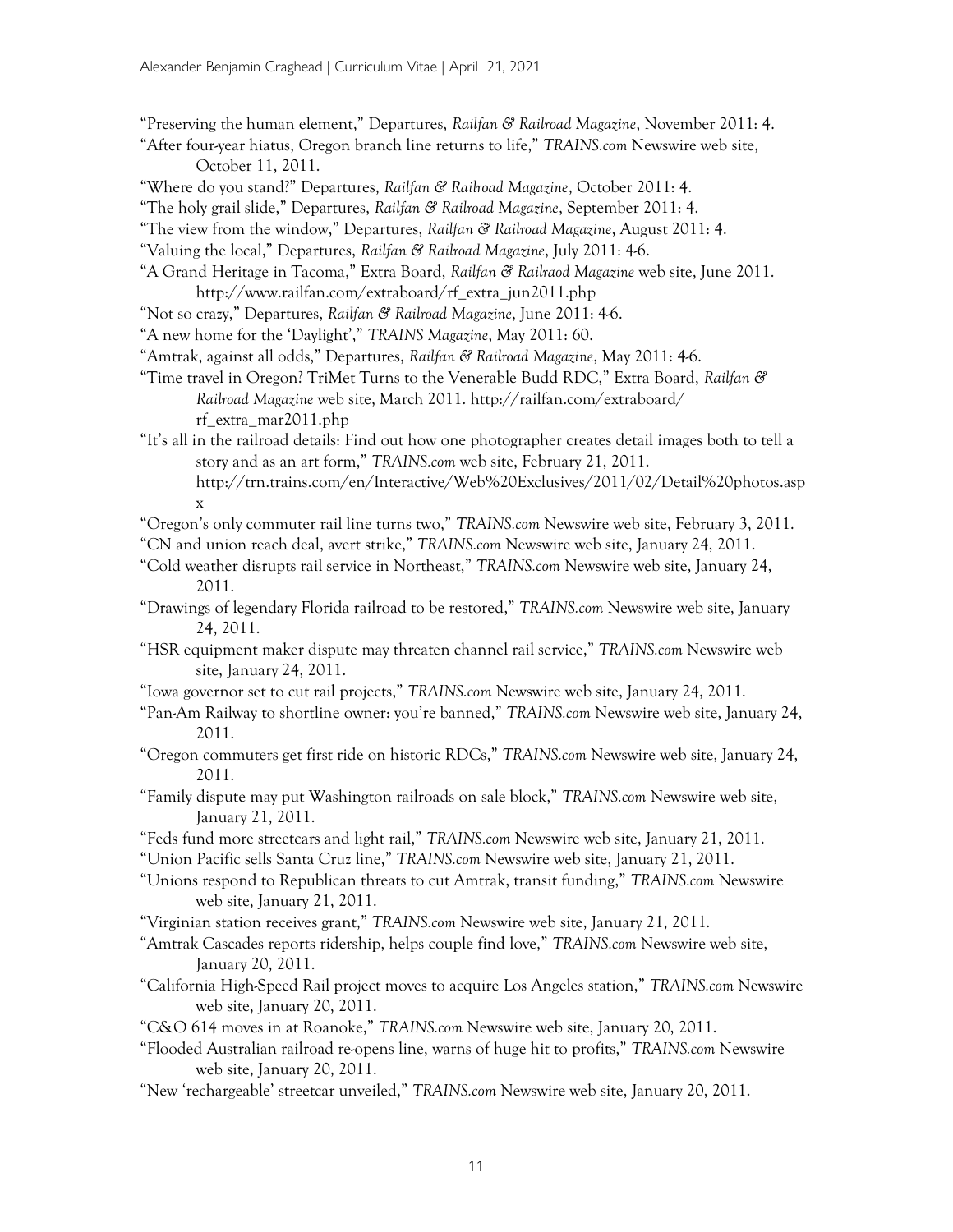“Preserving the human element,” Departures, *Railfan & Railroad Magazine*, November 2011: 4.

“After four-year hiatus, Oregon branch line returns to life,” *TRAINS.com* Newswire web site, October 11, 2011.

“Where do you stand?” Departures, *Railfan & Railroad Magazine*, October 2011: 4.

“The holy grail slide,” Departures, *Railfan & Railroad Magazine*, September 2011: 4.

“The view from the window,” Departures, *Railfan & Railroad Magazine*, August 2011: 4.

“Valuing the local,” Departures, *Railfan & Railroad Magazine*, July 2011: 4-6.

“A Grand Heritage in Tacoma,” Extra Board, *Railfan & Railraod Magazine* web site, June 2011. http://www.railfan.com/extraboard/rf_extra_jun2011.php

“Not so crazy,” Departures, *Railfan & Railroad Magazine*, June 2011: 4-6.

“A new home for the ‘Daylight’,” *TRAINS Magazine*, May 2011: 60.

“Amtrak, against all odds,” Departures, *Railfan & Railroad Magazine*, May 2011: 4-6.

“Time travel in Oregon? TriMet Turns to the Venerable Budd RDC,” Extra Board, *Railfan & Railroad Magazine* web site, March 2011. http://railfan.com/extraboard/rf_extra_mar2011.php

“It’s all in the railroad details: Find out how one photographer creates detail images both to tell a story and as an art form,” *TRAINS.com* web site, February 21, 2011. http://trn.trains.com/en/Interactive/Web%20Exclusives/2011/02/Detail%20photos.aspx

“Oregon’s only commuter rail line turns two,” *TRAINS.com* Newswire web site, February 3, 2011.

“CN and union reach deal, avert strike,” *TRAINS.com* Newswire web site, January 24, 2011.

“Cold weather disrupts rail service in Northeast,” *TRAINS.com* Newswire web site, January 24, 2011.

“Drawings of legendary Florida railroad to be restored,” *TRAINS.com* Newswire web site, January 24, 2011.

“HSR equipment maker dispute may threaten channel rail service,” *TRAINS.com* Newswire web site, January 24, 2011.

“Iowa governor set to cut rail projects,” *TRAINS.com* Newswire web site, January 24, 2011.

“Pan-Am Railway to shortline owner: you’re banned,” *TRAINS.com* Newswire web site, January 24, 2011.

“Oregon commuters get first ride on historic RDCs,” *TRAINS.com* Newswire web site, January 24, 2011.

“Family dispute may put Washington railroads on sale block,” *TRAINS.com* Newswire web site, January 21, 2011.

“Feds fund more streetcars and light rail,” *TRAINS.com* Newswire web site, January 21, 2011.

“Union Pacific sells Santa Cruz line,” *TRAINS.com* Newswire web site, January 21, 2011.

“Unions respond to Republican threats to cut Amtrak, transit funding,” *TRAINS.com* Newswire web site, January 21, 2011.

“Virginian station receives grant,” *TRAINS.com* Newswire web site, January 21, 2011.

“Amtrak Cascades reports ridership, helps couple find love,” *TRAINS.com* Newswire web site, January 20, 2011.

“California High-Speed Rail project moves to acquire Los Angeles station,” *TRAINS.com* Newswire web site, January 20, 2011.

“C&O 614 moves in at Roanoke,” *TRAINS.com* Newswire web site, January 20, 2011.

“Flooded Australian railroad re-opens line, warns of huge hit to profits,” *TRAINS.com* Newswire web site, January 20, 2011.

“New ‘rechargeable’ streetcar unveiled,” *TRAINS.com* Newswire web site, January 20, 2011.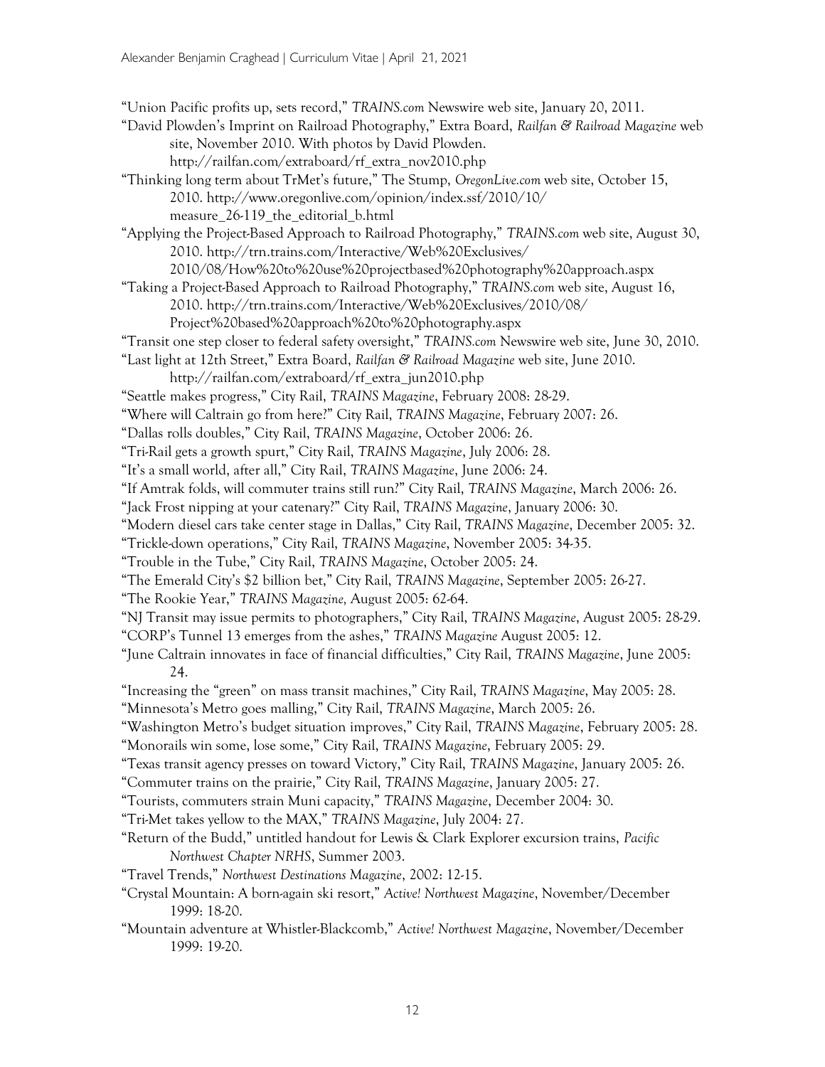"Union Pacific profits up, sets record," *TRAINS.com* Newswire web site, January 20, 2011.

"David Plowden's Imprint on Railroad Photography," Extra Board, *Railfan & Railroad Magazine* web site, November 2010. With photos by David Plowden. http://railfan.com/extraboard/rf_extra_nov2010.php

"Thinking long term about TrMet's future," The Stump, *OregonLive.com* web site, October 15, 2010. http://www.oregonlive.com/opinion/index.ssf/2010/10/measure_26-119_the_editorial_b.html

"Applying the Project-Based Approach to Railroad Photography," *TRAINS.com* web site, August 30, 2010. http://trn.trains.com/Interactive/Web%20Exclusives/2010/08/How%20to%20use%20projectbased%20photography%20approach.aspx

"Taking a Project-Based Approach to Railroad Photography," *TRAINS.com* web site, August 16, 2010. http://trn.trains.com/Interactive/Web%20Exclusives/2010/08/Project%20based%20approach%20to%20photography.aspx

"Transit one step closer to federal safety oversight," *TRAINS.com* Newswire web site, June 30, 2010.

"Last light at 12th Street," Extra Board, *Railfan & Railroad Magazine* web site, June 2010. http://railfan.com/extraboard/rf_extra_jun2010.php

"Seattle makes progress," City Rail, *TRAINS Magazine*, February 2008: 28-29.

"Where will Caltrain go from here?" City Rail, *TRAINS Magazine*, February 2007: 26.

"Dallas rolls doubles," City Rail, *TRAINS Magazine*, October 2006: 26.

"Tri-Rail gets a growth spurt," City Rail, *TRAINS Magazine*, July 2006: 28.

"It's a small world, after all," City Rail, *TRAINS Magazine*, June 2006: 24.

"If Amtrak folds, will commuter trains still run?" City Rail, *TRAINS Magazine*, March 2006: 26.

"Jack Frost nipping at your catenary?" City Rail, *TRAINS Magazine*, January 2006: 30.

"Modern diesel cars take center stage in Dallas," City Rail, *TRAINS Magazine*, December 2005: 32.

"Trickle-down operations," City Rail, *TRAINS Magazine*, November 2005: 34-35.

"Trouble in the Tube," City Rail, *TRAINS Magazine*, October 2005: 24.

"The Emerald City's $2 billion bet," City Rail, *TRAINS Magazine*, September 2005: 26-27.

"The Rookie Year," *TRAINS Magazine,* August 2005: 62-64.

"NJ Transit may issue permits to photographers," City Rail, *TRAINS Magazine*, August 2005: 28-29.

"CORP's Tunnel 13 emerges from the ashes," *TRAINS Magazine* August 2005: 12.

"June Caltrain innovates in face of financial difficulties," City Rail, *TRAINS Magazine*, June 2005: 24.

"Increasing the "green" on mass transit machines," City Rail, *TRAINS Magazine*, May 2005: 28.

"Minnesota's Metro goes malling," City Rail, *TRAINS Magazine*, March 2005: 26.

"Washington Metro's budget situation improves," City Rail, *TRAINS Magazine*, February 2005: 28.

"Monorails win some, lose some," City Rail, *TRAINS Magazine*, February 2005: 29.

"Texas transit agency presses on toward Victory," City Rail, *TRAINS Magazine*, January 2005: 26.

"Commuter trains on the prairie," City Rail, *TRAINS Magazine*, January 2005: 27.

"Tourists, commuters strain Muni capacity," *TRAINS Magazine*, December 2004: 30.

"Tri-Met takes yellow to the MAX," *TRAINS Magazine*, July 2004: 27.

"Return of the Budd," untitled handout for Lewis & Clark Explorer excursion trains, *Pacific Northwest Chapter NRHS*, Summer 2003.

"Travel Trends," *Northwest Destinations Magazine*, 2002: 12-15.

"Crystal Mountain: A born-again ski resort," *Active! Northwest Magazine*, November/December 1999: 18-20.

"Mountain adventure at Whistler-Blackcomb," *Active! Northwest Magazine*, November/December 1999: 19-20.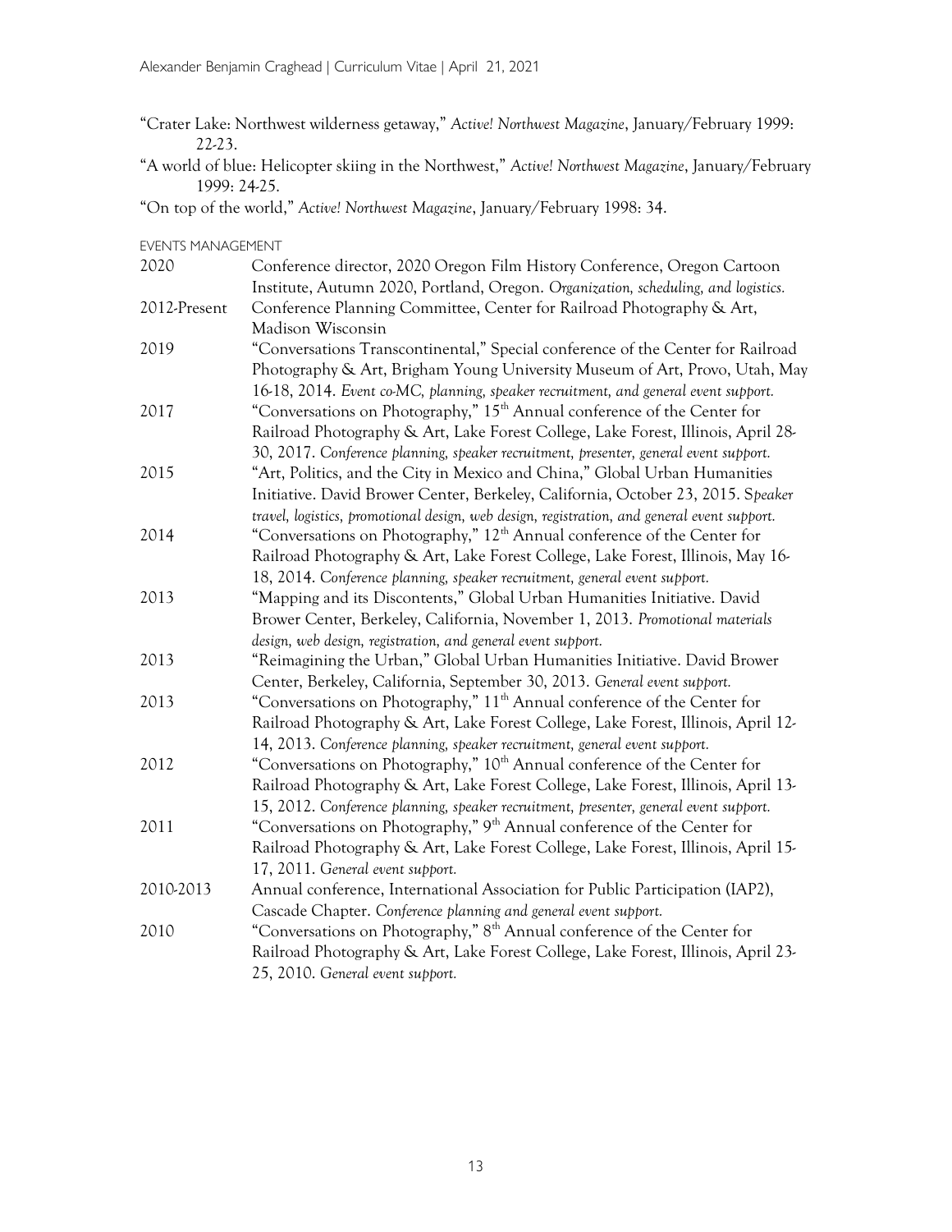"Crater Lake: Northwest wilderness getaway," *Active! Northwest Magazine*, January/February 1999: 22-23.

"A world of blue: Helicopter skiing in the Northwest," *Active! Northwest Magazine*, January/February 1999: 24-25.

"On top of the world," *Active! Northwest Magazine*, January/February 1998: 34.

EVENTS MANAGEMENT

| | |
|---|---|
| 2020 | Conference director, 2020 Oregon Film History Conference, Oregon Cartoon Institute, Autumn 2020, Portland, Oregon. *Organization, scheduling, and logistics.* |
| 2012-Present | Conference Planning Committee, Center for Railroad Photography & Art, Madison Wisconsin |
| 2019 | "Conversations Transcontinental," Special conference of the Center for Railroad Photography & Art, Brigham Young University Museum of Art, Provo, Utah, May 16-18, 2014. *Event co-MC, planning, speaker recruitment, and general event support.* |
| 2017 | "Conversations on Photography," 15th Annual conference of the Center for Railroad Photography & Art, Lake Forest College, Lake Forest, Illinois, April 28-30, 2017. *Conference planning, speaker recruitment, presenter, general event support.* |
| 2015 | "Art, Politics, and the City in Mexico and China," Global Urban Humanities Initiative. David Brower Center, Berkeley, California, October 23, 2015. *Speaker travel, logistics, promotional design, web design, registration, and general event support.* |
| 2014 | "Conversations on Photography," 12th Annual conference of the Center for Railroad Photography & Art, Lake Forest College, Lake Forest, Illinois, May 16-18, 2014. *Conference planning, speaker recruitment, general event support.* |
| 2013 | "Mapping and its Discontents," Global Urban Humanities Initiative. David Brower Center, Berkeley, California, November 1, 2013. *Promotional materials design, web design, registration, and general event support.* |
| 2013 | "Reimagining the Urban," Global Urban Humanities Initiative. David Brower Center, Berkeley, California, September 30, 2013. *General event support.* |
| 2013 | "Conversations on Photography," 11th Annual conference of the Center for Railroad Photography & Art, Lake Forest College, Lake Forest, Illinois, April 12-14, 2013. *Conference planning, speaker recruitment, general event support.* |
| 2012 | "Conversations on Photography," 10th Annual conference of the Center for Railroad Photography & Art, Lake Forest College, Lake Forest, Illinois, April 13-15, 2012. *Conference planning, speaker recruitment, presenter, general event support.* |
| 2011 | "Conversations on Photography," 9th Annual conference of the Center for Railroad Photography & Art, Lake Forest College, Lake Forest, Illinois, April 15-17, 2011. *General event support.* |
| 2010-2013 | Annual conference, International Association for Public Participation (IAP2), Cascade Chapter. *Conference planning and general event support.* |
| 2010 | "Conversations on Photography," 8th Annual conference of the Center for Railroad Photography & Art, Lake Forest College, Lake Forest, Illinois, April 23-25, 2010. *General event support.* |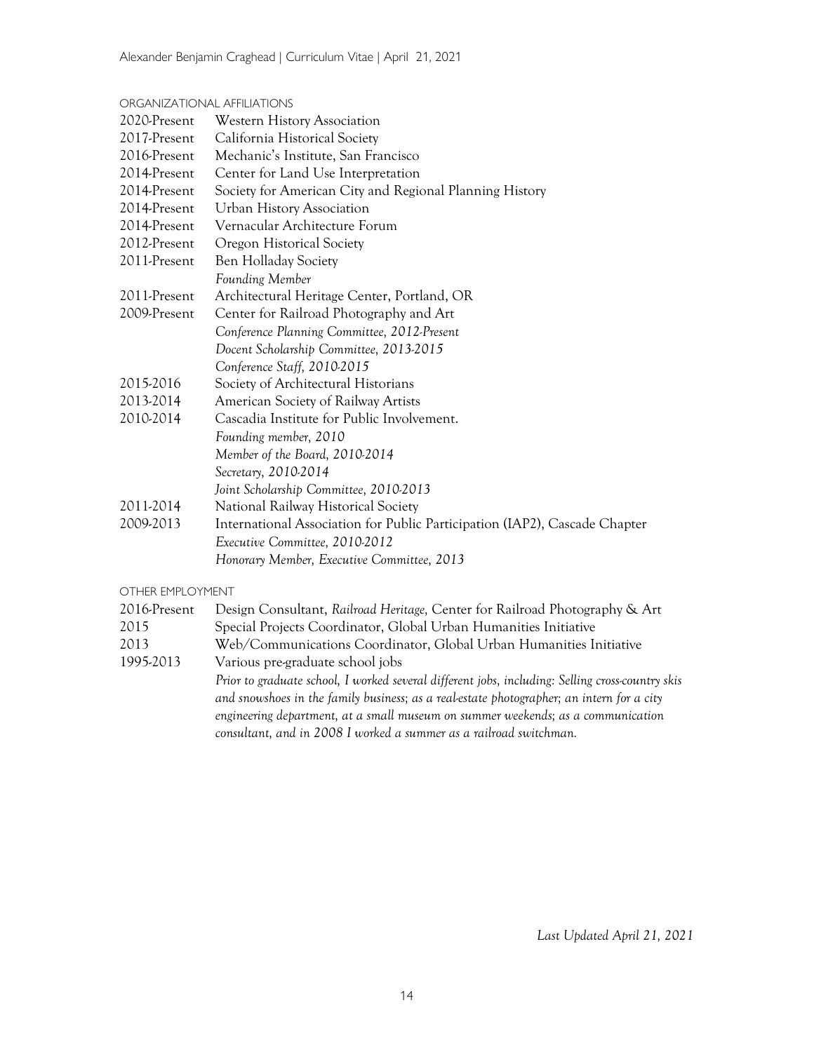## ORGANIZATIONAL AFFILIATIONS

| | |
|---|---|
| 2020-Present | Western History Association |
| 2017-Present | California Historical Society |
| 2016-Present | Mechanic's Institute, San Francisco |
| 2014-Present | Center for Land Use Interpretation |
| 2014-Present | Society for American City and Regional Planning History |
| 2014-Present | Urban History Association |
| 2014-Present | Vernacular Architecture Forum |
| 2012-Present | Oregon Historical Society |
| 2011-Present | Ben Holladay Society<br>*Founding Member* |
| 2011-Present | Architectural Heritage Center, Portland, OR |
| 2009-Present | Center for Railroad Photography and Art<br>*Conference Planning Committee, 2012-Present*<br>*Docent Scholarship Committee, 2013-2015*<br>*Conference Staff, 2010-2015* |
| 2015-2016 | Society of Architectural Historians |
| 2013-2014 | American Society of Railway Artists |
| 2010-2014 | Cascadia Institute for Public Involvement.<br>*Founding member, 2010*<br>*Member of the Board, 2010-2014*<br>*Secretary, 2010-2014*<br>*Joint Scholarship Committee, 2010-2013* |
| 2011-2014 | National Railway Historical Society |
| 2009-2013 | International Association for Public Participation (IAP2), Cascade Chapter<br>*Executive Committee, 2010-2012*<br>*Honorary Member, Executive Committee, 2013* |

## OTHER EMPLOYMENT

| | |
|---|---|
| 2016-Present | Design Consultant, *Railroad Heritage,* Center for Railroad Photography & Art |
| 2015 | Special Projects Coordinator, Global Urban Humanities Initiative |
| 2013 | Web/Communications Coordinator, Global Urban Humanities Initiative |
| 1995-2013 | Various pre-graduate school jobs<br>*Prior to graduate school, I worked several different jobs, including: Selling cross-country skis and snowshoes in the family business; as a real-estate photographer; an intern for a city engineering department, at a small museum on summer weekends; as a communication consultant, and in 2008 I worked a summer as a railroad switchman.* |

*Last Updated April 21, 2021*